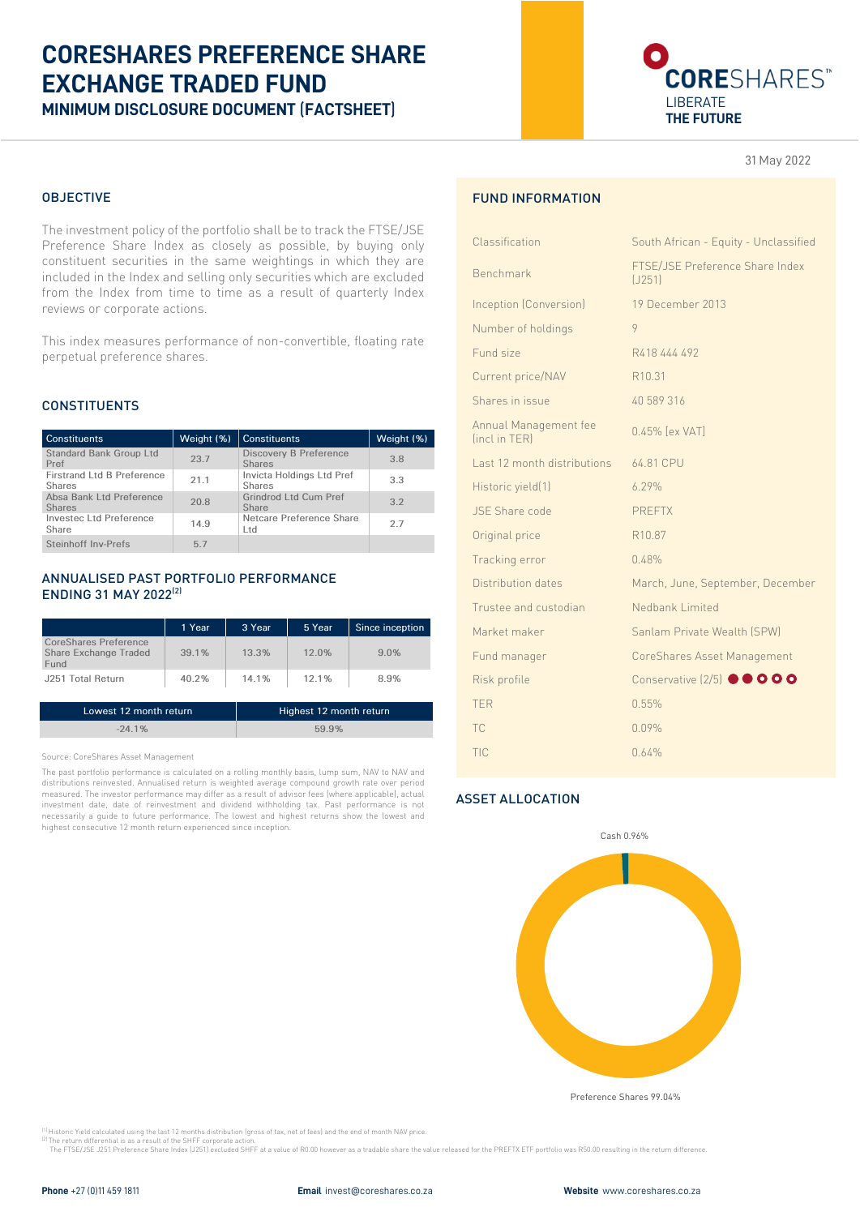# CORESHARES PREFERENCE SHARE EXCHANGE TRADED FUND

## MINIMUM DISCLOSURE DOCUMENT (FACTSHEET)

CORESHARES™ LIBERATE THE FUTURE

31 May 2022

## OBJECTIVE

The investment policy of the portfolio shall be to track the FTSE/JSE Preference Share Index as closely as possible, by buying only constituent securities in the same weightings in which they are included in the Index and selling only securities which are excluded from the Index from time to time as a result of quarterly Index reviews or corporate actions.

This index measures performance of non-convertible, floating rate perpetual preference shares.

## CONSTITUENTS

| Constituents | Weight (%) | Constituents | Weight (%) |
|---|---|---|---|
| Standard Bank Group Ltd Pref | 23.7 | Discovery B Preference Shares | 3.8 |
| Firstrand Ltd B Preference Shares | 21.1 | Invicta Holdings Ltd Pref Shares | 3.3 |
| Absa Bank Ltd Preference Shares | 20.8 | Grindrod Ltd Cum Pref Share | 3.2 |
| Investec Ltd Preference Share | 14.9 | Netcare Preference Share Ltd | 2.7 |
| Steinhoff Inv-Prefs | 5.7 | | |

## ANNUALISED PAST PORTFOLIO PERFORMANCE ENDING 31 MAY 2022[2]

| | 1 Year | 3 Year | 5 Year | Since inception |
|---|---|---|---|---|
| CoreShares Preference Share Exchange Traded Fund | 39.1% | 13.3% | 12.0% | 9.0% |
| J251 Total Return | 40.2% | 14.1% | 12.1% | 8.9% |

| Lowest 12 month return | Highest 12 month return |
|---|---|
| -24.1% | 59.9% |

Source: CoreShares Asset Management

The past portfolio performance is calculated on a rolling monthly basis, lump sum, NAV to NAV and distributions reinvested. Annualised return is weighted average compound growth rate over period measured. The investor performance may differ as a result of advisor fees (where applicable), actual investment date, date of reinvestment and dividend withholding tax. Past performance is not necessarily a guide to future performance. The lowest and highest returns show the lowest and highest consecutive 12 month return experienced since inception.

## FUND INFORMATION

| | |
|---|---|
| Classification | South African - Equity - Unclassified |
| Benchmark | FTSE/JSE Preference Share Index (J251) |
| Inception (Conversion) | 19 December 2013 |
| Number of holdings | 9 |
| Fund size | R418 444 492 |
| Current price/NAV | R10.31 |
| Shares in issue | 40 589 316 |
| Annual Management fee (incl in TER) | 0.45% (ex VAT) |
| Last 12 month distributions | 64.81 CPU |
| Historic yield(1) | 6.29% |
| JSE Share code | PREFTX |
| Original price | R10.87 |
| Tracking error | 0.48% |
| Distribution dates | March, June, September, December |
| Trustee and custodian | Nedbank Limited |
| Market maker | Sanlam Private Wealth (SPW) |
| Fund manager | CoreShares Asset Management |
| Risk profile | Conservative (2/5) |
| TER | 0.55% |
| TC | 0.09% |
| TIC | 0.64% |

## ASSET ALLOCATION

Cash 0.96%

Preference Shares 99.04%

[1] Historic Yield calculated using the last 12 months distribution (gross of tax, net of fees) and the end of month NAV price.
[2] The return differential is as a result of the SHFF corporate action.
The FTSE/JSE J251 Preference Share Index (J251) excluded SHFF at a value of R0.00 however as a tradable share the value released for the PREFTX ETF portfolio was R50.00 resulting in the return difference.

**Phone** +27 (0)11 459 1811 **Email** invest@coreshares.co.za **Website** www.coreshares.co.za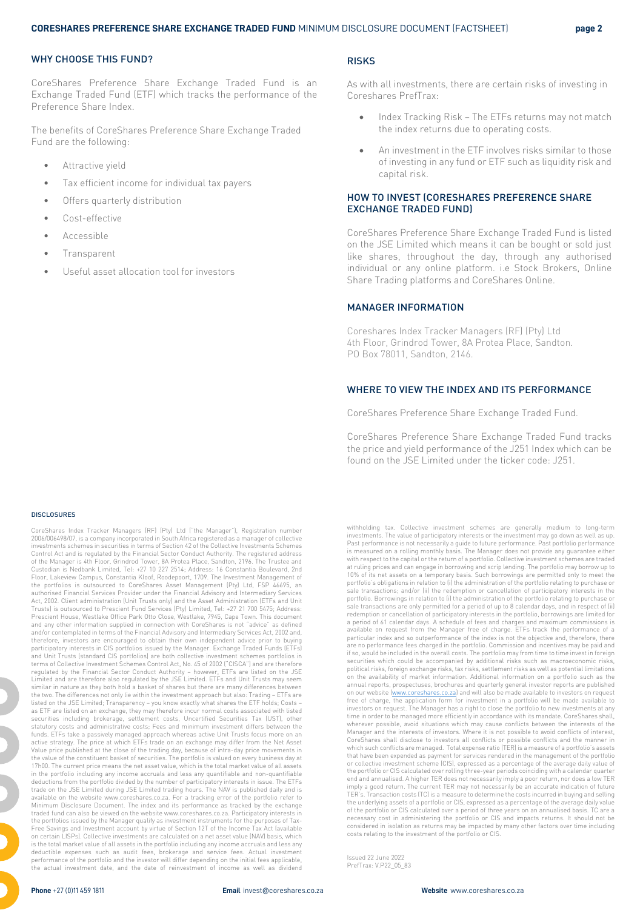## WHY CHOOSE THIS FUND?

CoreShares Preference Share Exchange Traded Fund is an Exchange Traded Fund (ETF) which tracks the performance of the Preference Share Index.

The benefits of CoreShares Preference Share Exchange Traded Fund are the following:

- Attractive yield
- Tax efficient income for individual tax payers
- Offers quarterly distribution
- Cost-effective
- Accessible
- Transparent
- Useful asset allocation tool for investors

## RISKS

As with all investments, there are certain risks of investing in Coreshares PrefTrax:

- Index Tracking Risk – The ETFs returns may not match the index returns due to operating costs.
- An investment in the ETF involves risks similar to those of investing in any fund or ETF such as liquidity risk and capital risk.

## HOW TO INVEST (CORESHARES PREFERENCE SHARE EXCHANGE TRADED FUND)

CoreShares Preference Share Exchange Traded Fund is listed on the JSE Limited which means it can be bought or sold just like shares, throughout the day, through any authorised individual or any online platform. i.e Stock Brokers, Online Share Trading platforms and CoreShares Online.

## MANAGER INFORMATION

Coreshares Index Tracker Managers (RF) (Pty) Ltd
4th Floor, Grindrod Tower, 8A Protea Place, Sandton.
PO Box 78011, Sandton, 2146.

## WHERE TO VIEW THE INDEX AND ITS PERFORMANCE

CoreShares Preference Share Exchange Traded Fund.

CoreShares Preference Share Exchange Traded Fund tracks the price and yield performance of the J251 Index which can be found on the JSE Limited under the ticker code: J251.

### DISCLOSURES

CoreShares Index Tracker Managers (RF) (Pty) Ltd ("the Manager"), Registration number 2006/006498/07, is a company incorporated in South Africa registered as a manager of collective investments schemes in securities in terms of Section 42 of the Collective Investments Schemes Control Act and is regulated by the Financial Sector Conduct Authority. The registered address of the Manager is 4th Floor, Grindrod Tower, 8A Protea Place, Sandton, 2196. The Trustee and Custodian is Nedbank Limited, Tel: +27 10 227 2514; Address: 16 Constantia Boulevard, 2nd Floor, Lakeview Campus, Constantia Kloof, Roodepoort, 1709. The Investment Management of the portfolios is outsourced to CoreShares Asset Management (Pty) Ltd, FSP 46695, an authorised Financial Services Provider under the Financial Advisory and Intermediary Services Act, 2002. Client administration (Unit Trusts only) and the Asset Administration (ETFs and Unit Trusts) is outsourced to Prescient Fund Services (Pty) Limited, Tel: +27 21 700 5475; Address: Prescient House, Westlake Office Park Otto Close, Westlake, 7945, Cape Town. This document and any other information supplied in connection with CoreShares is not "advice" as defined and/or contemplated in terms of the Financial Advisory and Intermediary Services Act, 2002 and, therefore, investors are encouraged to obtain their own independent advice prior to buying participatory interests in CIS portfolios issued by the Manager. Exchange Traded Funds (ETFs) and Unit Trusts (standard CIS portfolios) are both collective investment schemes portfolios in terms of Collective Investment Schemes Control Act, No. 45 of 2002 ("CISCA") and are therefore regulated by the Financial Sector Conduct Authority – however, ETFs are listed on the JSE Limited and are therefore also regulated by the JSE Limited. ETFs and Unit Trusts may seem similar in nature as they both hold a basket of shares but there are many differences between the two. The differences not only lie within the investment approach but also: Trading – ETFs are listed on the JSE Limited; Transparency – you know exactly what shares the ETF holds; Costs – as ETF are listed on an exchange, they may therefore incur normal costs associated with listed securities including brokerage, settlement costs, Uncertified Securities Tax (UST), other statutory costs and administrative costs; Fees and minimum investment differs between the funds. ETFs take a passively managed approach whereas active Unit Trusts focus more on an active strategy. The price at which ETFs trade on an exchange may differ from the Net Asset Value price published at the close of the trading day, because of intra-day price movements in the value of the constituent basket of securities. The portfolio is valued on every business day at 17h00. The current price means the net asset value, which is the total market value of all assets in the portfolio including any income accruals and less any quantifiable and non-quantifiable deductions from the portfolio divided by the number of participatory interests in issue. The ETFs trade on the JSE Limited during JSE Limited trading hours. The NAV is published daily and is available on the website www.coreshares.co.za. For a tracking error of the portfolio refer to Minimum Disclosure Document. The index and its performance as tracked by the exchange traded fund can also be viewed on the website www.coreshares.co.za. Participatory interests in the portfolios issued by the Manager qualify as investment instruments for the purposes of Tax-Free Savings and Investment account by virtue of Section 12T of the Income Tax Act (available on certain LISPs). Collective investments are calculated on a net asset value (NAV) basis, which is the total market value of all assets in the portfolio including any income accruals and less any deductible expenses such as audit fees, brokerage and service fees. Actual investment performance of the portfolio and the investor will differ depending on the initial fees applicable, the actual investment date, and the date of reinvestment of income as well as dividend withholding tax. Collective investment schemes are generally medium to long-term investments. The value of participatory interests or the investment may go down as well as up. Past performance is not necessarily a guide to future performance. Past portfolio performance is measured on a rolling monthly basis. The Manager does not provide any guarantee either with respect to the capital or the return of a portfolio. Collective investment schemes are traded at ruling prices and can engage in borrowing and scrip lending. The portfolio may borrow up to 10% of its net assets on a temporary basis. Such borrowings are permitted only to meet the portfolio's obligations in relation to (i) the administration of the portfolio relating to purchase or sale transactions; and/or (ii) the redemption or cancellation of participatory interests in the portfolio. Borrowings in relation to (i) the administration of the portfolio relating to purchase or sale transactions are only permitted for a period of up to 8 calendar days, and in respect of (ii) redemption or cancellation of participatory interests in the portfolio, borrowings are limited for a period of 61 calendar days. A schedule of fees and charges and maximum commissions is available on request from the Manager free of charge. ETFs track the performance of a particular index and so outperformance of the index is not the objective and, therefore, there are no performance fees charged in the portfolio. Commission and incentives may be paid and if so, would be included in the overall costs. The portfolio may from time to time invest in foreign securities which could be accompanied by additional risks such as macroeconomic risks, political risks, foreign exchange risks, tax risks, settlement risks as well as potential limitations on the availability of market information. Additional information on a portfolio such as the annual reports, prospectuses, brochures and quarterly general investor reports are published on our website (www.coreshares.co.za) and will also be made available to investors on request free of charge, the application form for investment in a portfolio will be made available to investors on request. The Manager has a right to close the portfolio to new investments at any time in order to be managed more efficiently in accordance with its mandate. CoreShares shall, wherever possible, avoid situations which may cause conflicts between the interests of the Manager and the interests of investors. Where it is not possible to avoid conflicts of interest, CoreShares shall disclose to investors all conflicts or possible conflicts and the manner in which such conflicts are managed. Total expense ratio (TER) is a measure of a portfolio's assets that have been expended as payment for services rendered in the management of the portfolio or collective investment scheme (CIS), expressed as a percentage of the average daily value of the portfolio or CIS calculated over rolling three-year periods coinciding with a calendar quarter end and annualised. A higher TER does not necessarily imply a poor return, nor does a low TER imply a good return. The current TER may not necessarily be an accurate indication of future TER's. Transaction costs (TC) is a measure to determine the costs incurred in buying and selling the underlying assets of a portfolio or CIS, expressed as a percentage of the average daily value of the portfolio or CIS calculated over a period of three years on an annualised basis. TC are a necessary cost in administering the portfolio or CIS and impacts returns. It should not be considered in isolation as returns may be impacted by many other factors over time including costs relating to the investment of the portfolio or CIS.

Issued 22 June 2022
PrefTrax: V.P22_05_83

**Phone** +27 (0)11 459 1811 **Email** invest@coreshares.co.za **Website** www.coreshares.co.za